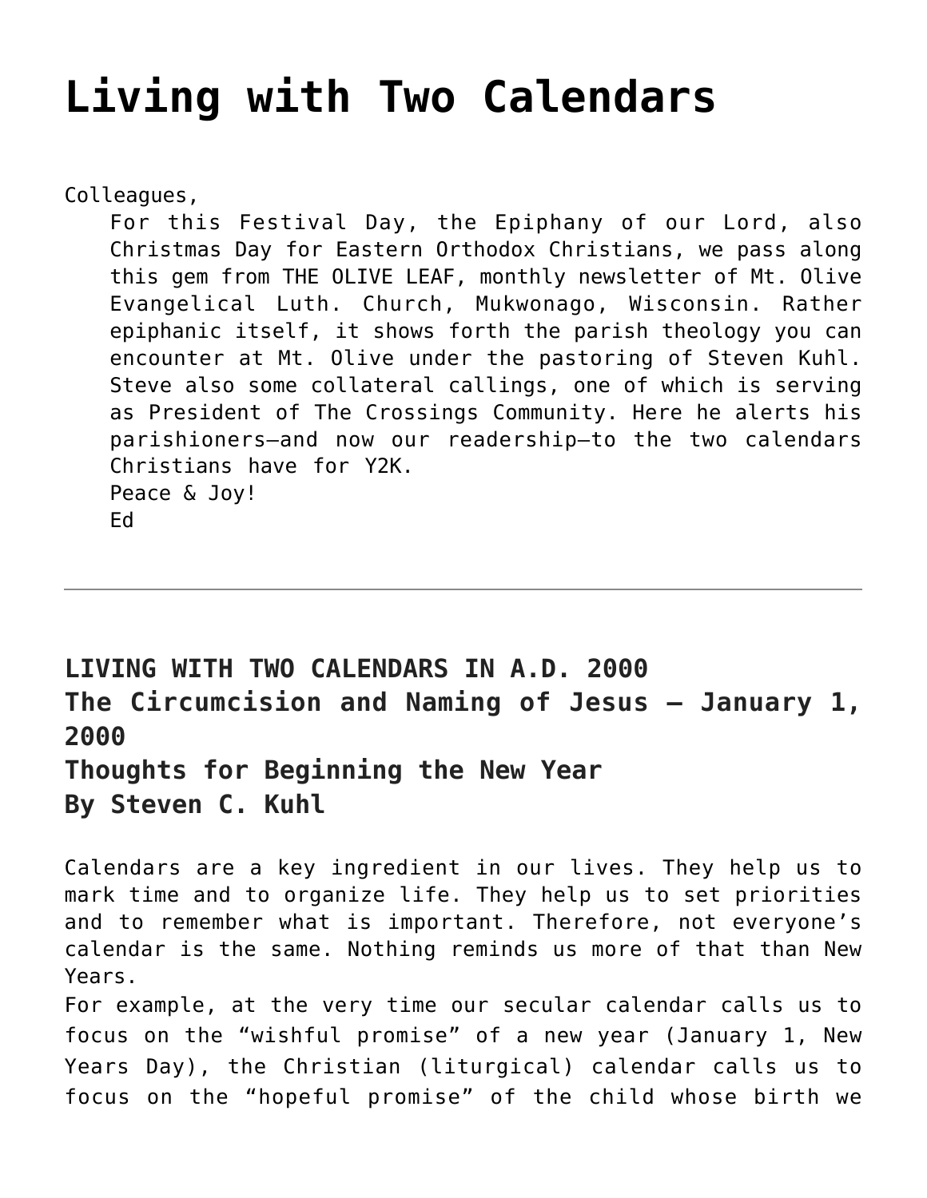# Living with Two Calendars

Colleagues,

For this Festival Day, the Epiphany of our Lord, also Christmas Day for Eastern Orthodox Christians, we pass along this gem from THE OLIVE LEAF, monthly newsletter of Mt. Olive Evangelical Luth. Church, Mukwonago, Wisconsin. Rather epiphanic itself, it shows forth the parish theology you can encounter at Mt. Olive under the pastoring of Steven Kuhl. Steve also some collateral callings, one of which is serving as President of The Crossings Community. Here he alerts his parishioners—and now our readership—to the two calendars Christians have for Y2K.

Peace & Joy!

Ed

---

**LIVING WITH TWO CALENDARS IN A.D. 2000**
**The Circumcision and Naming of Jesus – January 1, 2000**
**Thoughts for Beginning the New Year**
**By Steven C. Kuhl**

Calendars are a key ingredient in our lives. They help us to mark time and to organize life. They help us to set priorities and to remember what is important. Therefore, not everyone's calendar is the same. Nothing reminds us more of that than New Years.

For example, at the very time our secular calendar calls us to focus on the "wishful promise" of a new year (January 1, New Years Day), the Christian (liturgical) calendar calls us to focus on the "hopeful promise" of the child whose birth we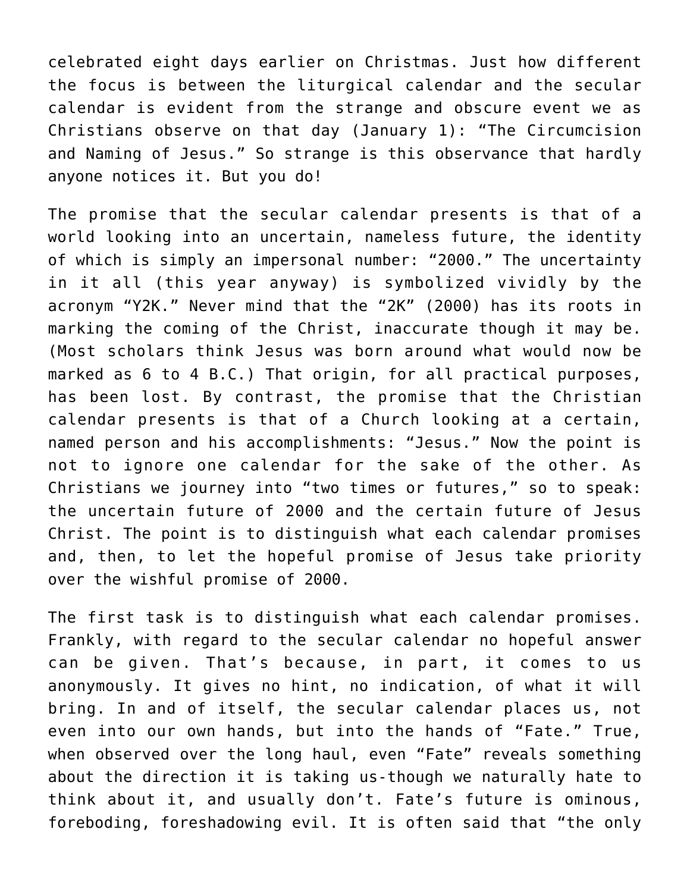celebrated eight days earlier on Christmas. Just how different the focus is between the liturgical calendar and the secular calendar is evident from the strange and obscure event we as Christians observe on that day (January 1): "The Circumcision and Naming of Jesus." So strange is this observance that hardly anyone notices it. But you do!

The promise that the secular calendar presents is that of a world looking into an uncertain, nameless future, the identity of which is simply an impersonal number: "2000." The uncertainty in it all (this year anyway) is symbolized vividly by the acronym "Y2K." Never mind that the "2K" (2000) has its roots in marking the coming of the Christ, inaccurate though it may be. (Most scholars think Jesus was born around what would now be marked as 6 to 4 B.C.) That origin, for all practical purposes, has been lost. By contrast, the promise that the Christian calendar presents is that of a Church looking at a certain, named person and his accomplishments: "Jesus." Now the point is not to ignore one calendar for the sake of the other. As Christians we journey into "two times or futures," so to speak: the uncertain future of 2000 and the certain future of Jesus Christ. The point is to distinguish what each calendar promises and, then, to let the hopeful promise of Jesus take priority over the wishful promise of 2000.

The first task is to distinguish what each calendar promises. Frankly, with regard to the secular calendar no hopeful answer can be given. That's because, in part, it comes to us anonymously. It gives no hint, no indication, of what it will bring. In and of itself, the secular calendar places us, not even into our own hands, but into the hands of "Fate." True, when observed over the long haul, even "Fate" reveals something about the direction it is taking us-though we naturally hate to think about it, and usually don't. Fate's future is ominous, foreboding, foreshadowing evil. It is often said that "the only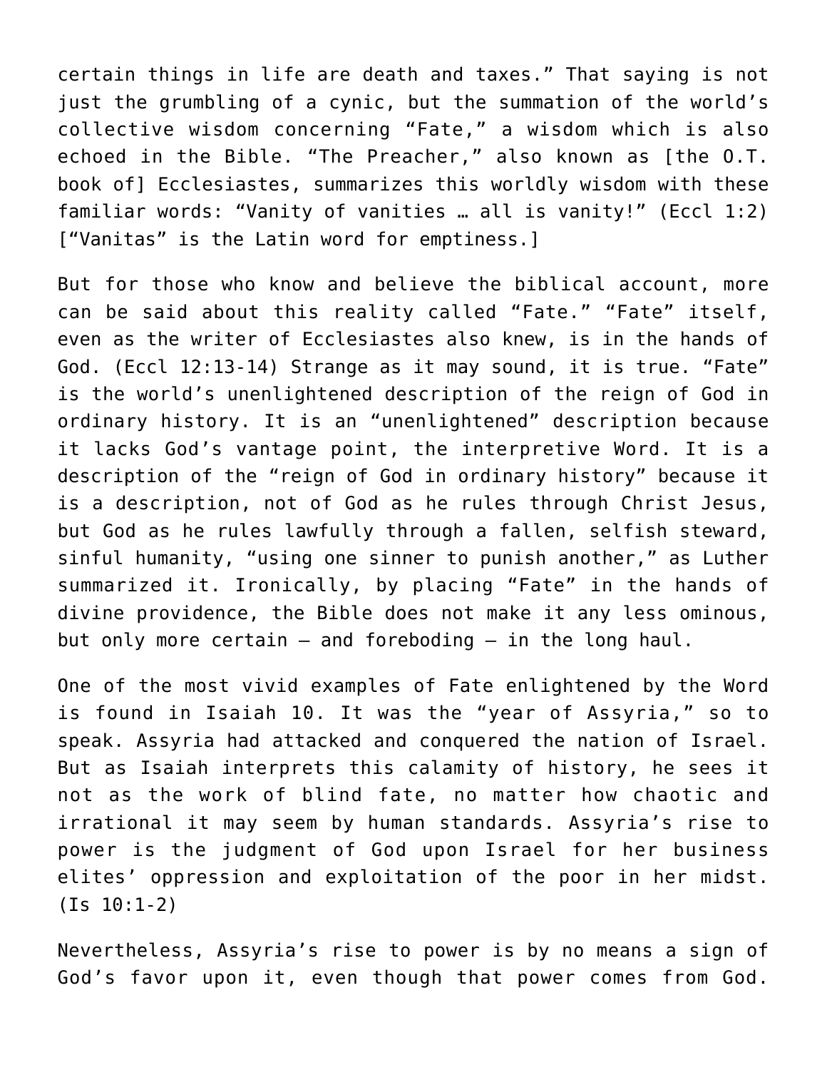certain things in life are death and taxes." That saying is not just the grumbling of a cynic, but the summation of the world's collective wisdom concerning "Fate," a wisdom which is also echoed in the Bible. "The Preacher," also known as [the O.T. book of] Ecclesiastes, summarizes this worldly wisdom with these familiar words: "Vanity of vanities … all is vanity!" (Eccl 1:2) ["Vanitas" is the Latin word for emptiness.]

But for those who know and believe the biblical account, more can be said about this reality called "Fate." "Fate" itself, even as the writer of Ecclesiastes also knew, is in the hands of God. (Eccl 12:13-14) Strange as it may sound, it is true. "Fate" is the world's unenlightened description of the reign of God in ordinary history. It is an "unenlightened" description because it lacks God's vantage point, the interpretive Word. It is a description of the "reign of God in ordinary history" because it is a description, not of God as he rules through Christ Jesus, but God as he rules lawfully through a fallen, selfish steward, sinful humanity, "using one sinner to punish another," as Luther summarized it. Ironically, by placing "Fate" in the hands of divine providence, the Bible does not make it any less ominous, but only more certain – and foreboding – in the long haul.

One of the most vivid examples of Fate enlightened by the Word is found in Isaiah 10. It was the "year of Assyria," so to speak. Assyria had attacked and conquered the nation of Israel. But as Isaiah interprets this calamity of history, he sees it not as the work of blind fate, no matter how chaotic and irrational it may seem by human standards. Assyria's rise to power is the judgment of God upon Israel for her business elites' oppression and exploitation of the poor in her midst. (Is 10:1-2)

Nevertheless, Assyria's rise to power is by no means a sign of God's favor upon it, even though that power comes from God.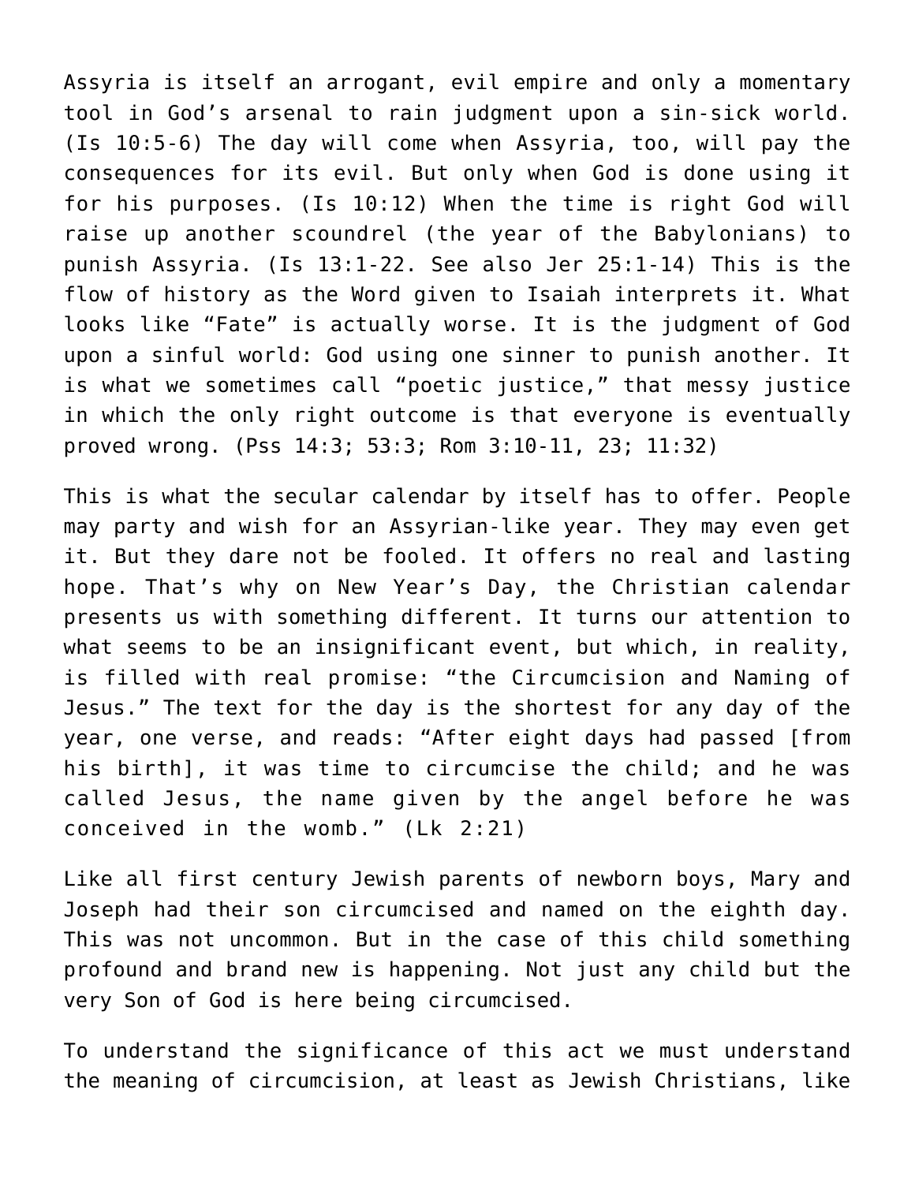Assyria is itself an arrogant, evil empire and only a momentary tool in God's arsenal to rain judgment upon a sin-sick world. (Is 10:5-6) The day will come when Assyria, too, will pay the consequences for its evil. But only when God is done using it for his purposes. (Is 10:12) When the time is right God will raise up another scoundrel (the year of the Babylonians) to punish Assyria. (Is 13:1-22. See also Jer 25:1-14) This is the flow of history as the Word given to Isaiah interprets it. What looks like "Fate" is actually worse. It is the judgment of God upon a sinful world: God using one sinner to punish another. It is what we sometimes call "poetic justice," that messy justice in which the only right outcome is that everyone is eventually proved wrong. (Pss 14:3; 53:3; Rom 3:10-11, 23; 11:32)

This is what the secular calendar by itself has to offer. People may party and wish for an Assyrian-like year. They may even get it. But they dare not be fooled. It offers no real and lasting hope. That's why on New Year's Day, the Christian calendar presents us with something different. It turns our attention to what seems to be an insignificant event, but which, in reality, is filled with real promise: "the Circumcision and Naming of Jesus." The text for the day is the shortest for any day of the year, one verse, and reads: "After eight days had passed [from his birth], it was time to circumcise the child; and he was called Jesus, the name given by the angel before he was conceived in the womb." (Lk 2:21)

Like all first century Jewish parents of newborn boys, Mary and Joseph had their son circumcised and named on the eighth day. This was not uncommon. But in the case of this child something profound and brand new is happening. Not just any child but the very Son of God is here being circumcised.

To understand the significance of this act we must understand the meaning of circumcision, at least as Jewish Christians, like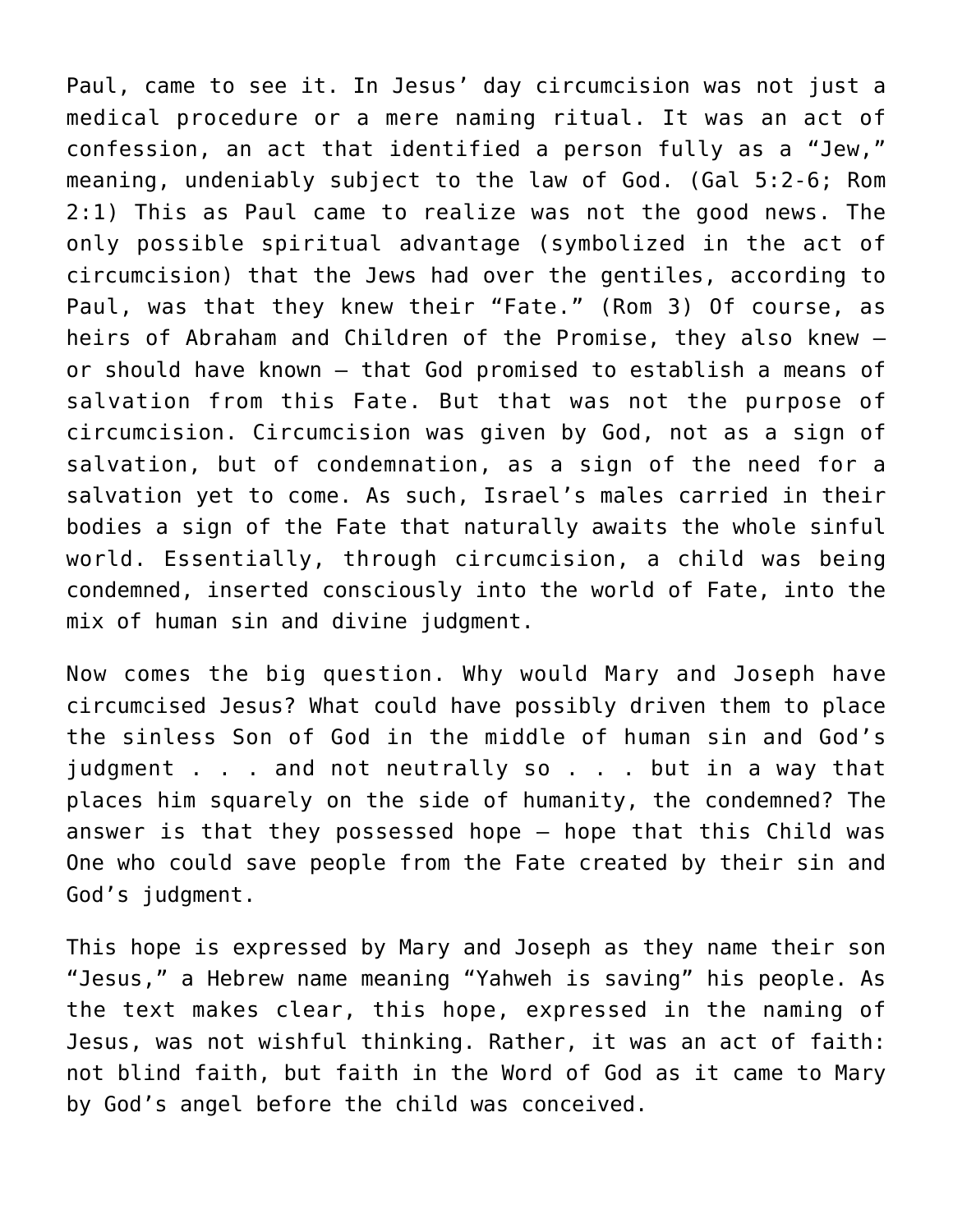Paul, came to see it. In Jesus' day circumcision was not just a medical procedure or a mere naming ritual. It was an act of confession, an act that identified a person fully as a "Jew," meaning, undeniably subject to the law of God. (Gal 5:2-6; Rom 2:1) This as Paul came to realize was not the good news. The only possible spiritual advantage (symbolized in the act of circumcision) that the Jews had over the gentiles, according to Paul, was that they knew their "Fate." (Rom 3) Of course, as heirs of Abraham and Children of the Promise, they also knew – or should have known – that God promised to establish a means of salvation from this Fate. But that was not the purpose of circumcision. Circumcision was given by God, not as a sign of salvation, but of condemnation, as a sign of the need for a salvation yet to come. As such, Israel's males carried in their bodies a sign of the Fate that naturally awaits the whole sinful world. Essentially, through circumcision, a child was being condemned, inserted consciously into the world of Fate, into the mix of human sin and divine judgment.

Now comes the big question. Why would Mary and Joseph have circumcised Jesus? What could have possibly driven them to place the sinless Son of God in the middle of human sin and God's judgment . . . and not neutrally so . . . but in a way that places him squarely on the side of humanity, the condemned? The answer is that they possessed hope – hope that this Child was One who could save people from the Fate created by their sin and God's judgment.

This hope is expressed by Mary and Joseph as they name their son "Jesus," a Hebrew name meaning "Yahweh is saving" his people. As the text makes clear, this hope, expressed in the naming of Jesus, was not wishful thinking. Rather, it was an act of faith: not blind faith, but faith in the Word of God as it came to Mary by God's angel before the child was conceived.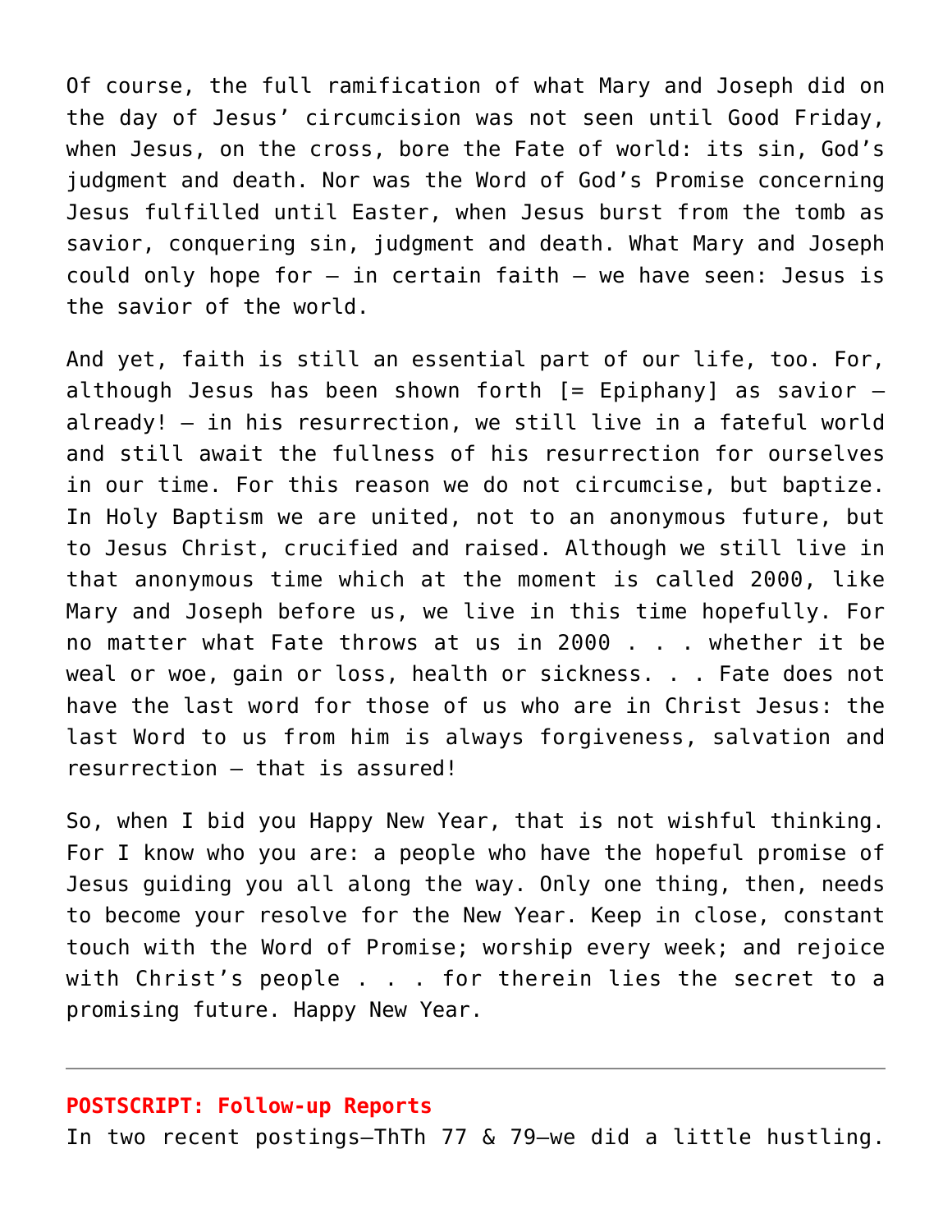Of course, the full ramification of what Mary and Joseph did on the day of Jesus' circumcision was not seen until Good Friday, when Jesus, on the cross, bore the Fate of world: its sin, God's judgment and death. Nor was the Word of God's Promise concerning Jesus fulfilled until Easter, when Jesus burst from the tomb as savior, conquering sin, judgment and death. What Mary and Joseph could only hope for – in certain faith – we have seen: Jesus is the savior of the world.

And yet, faith is still an essential part of our life, too. For, although Jesus has been shown forth [= Epiphany] as savior – already! – in his resurrection, we still live in a fateful world and still await the fullness of his resurrection for ourselves in our time. For this reason we do not circumcise, but baptize. In Holy Baptism we are united, not to an anonymous future, but to Jesus Christ, crucified and raised. Although we still live in that anonymous time which at the moment is called 2000, like Mary and Joseph before us, we live in this time hopefully. For no matter what Fate throws at us in 2000 . . . whether it be weal or woe, gain or loss, health or sickness. . . Fate does not have the last word for those of us who are in Christ Jesus: the last Word to us from him is always forgiveness, salvation and resurrection – that is assured!

So, when I bid you Happy New Year, that is not wishful thinking. For I know who you are: a people who have the hopeful promise of Jesus guiding you all along the way. Only one thing, then, needs to become your resolve for the New Year. Keep in close, constant touch with the Word of Promise; worship every week; and rejoice with Christ's people . . . for therein lies the secret to a promising future. Happy New Year.

---

**POSTSCRIPT: Follow-up Reports**

In two recent postings—ThTh 77 & 79—we did a little hustling.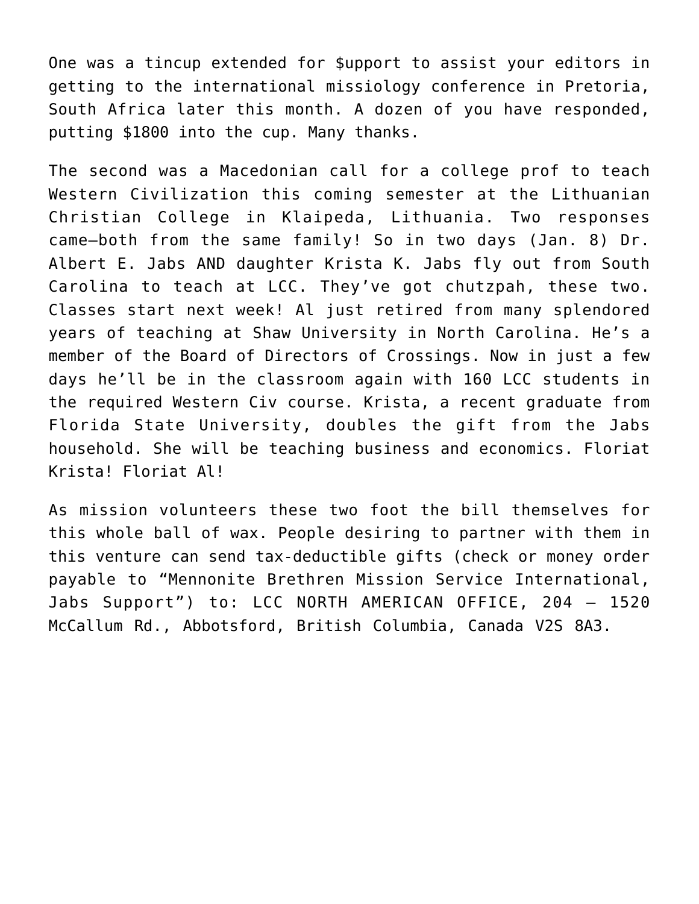One was a tincup extended for $upport to assist your editors in getting to the international missiology conference in Pretoria, South Africa later this month. A dozen of you have responded, putting $1800 into the cup. Many thanks.

The second was a Macedonian call for a college prof to teach Western Civilization this coming semester at the Lithuanian Christian College in Klaipeda, Lithuania. Two responses came—both from the same family! So in two days (Jan. 8) Dr. Albert E. Jabs AND daughter Krista K. Jabs fly out from South Carolina to teach at LCC. They've got chutzpah, these two. Classes start next week! Al just retired from many splendored years of teaching at Shaw University in North Carolina. He's a member of the Board of Directors of Crossings. Now in just a few days he'll be in the classroom again with 160 LCC students in the required Western Civ course. Krista, a recent graduate from Florida State University, doubles the gift from the Jabs household. She will be teaching business and economics. Floriat Krista! Floriat Al!

As mission volunteers these two foot the bill themselves for this whole ball of wax. People desiring to partner with them in this venture can send tax-deductible gifts (check or money order payable to "Mennonite Brethren Mission Service International, Jabs Support") to: LCC NORTH AMERICAN OFFICE, 204 – 1520 McCallum Rd., Abbotsford, British Columbia, Canada V2S 8A3.